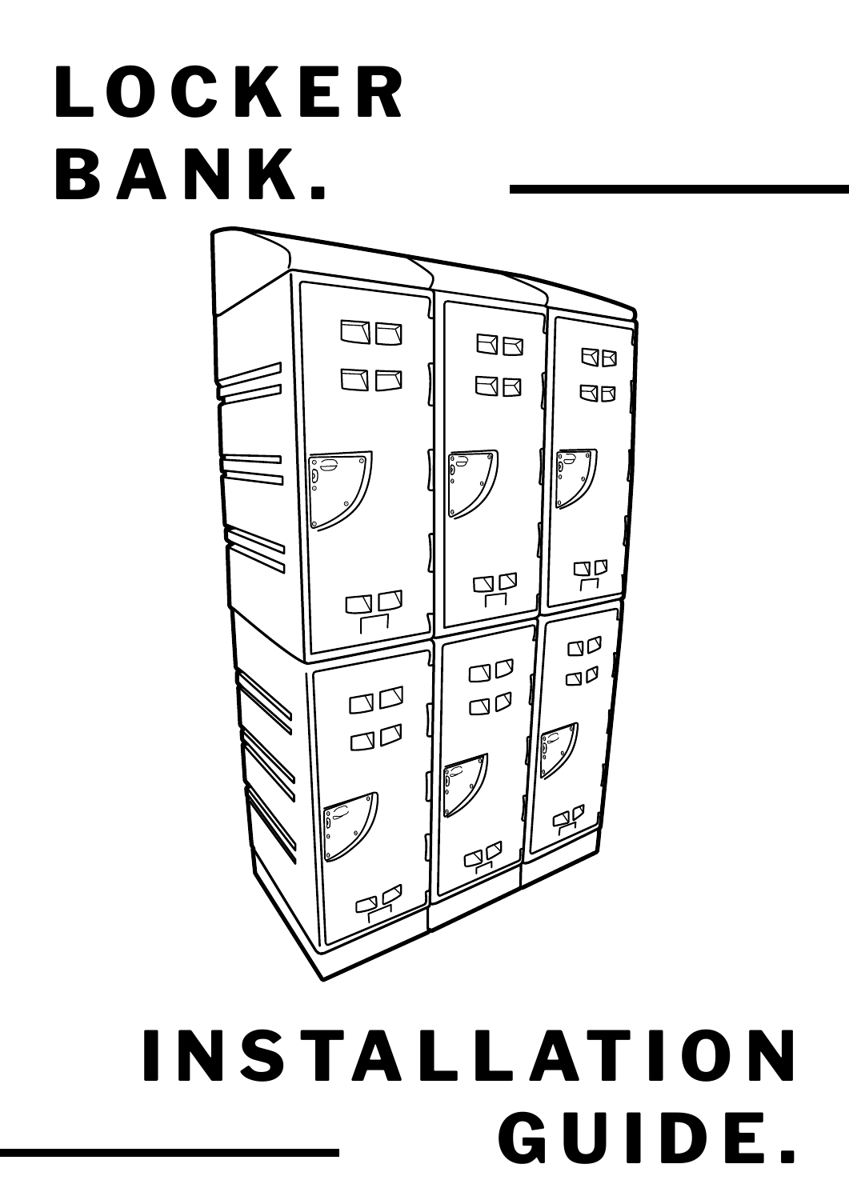# LOCKER BANK.

# INSTALLATION GUIDE.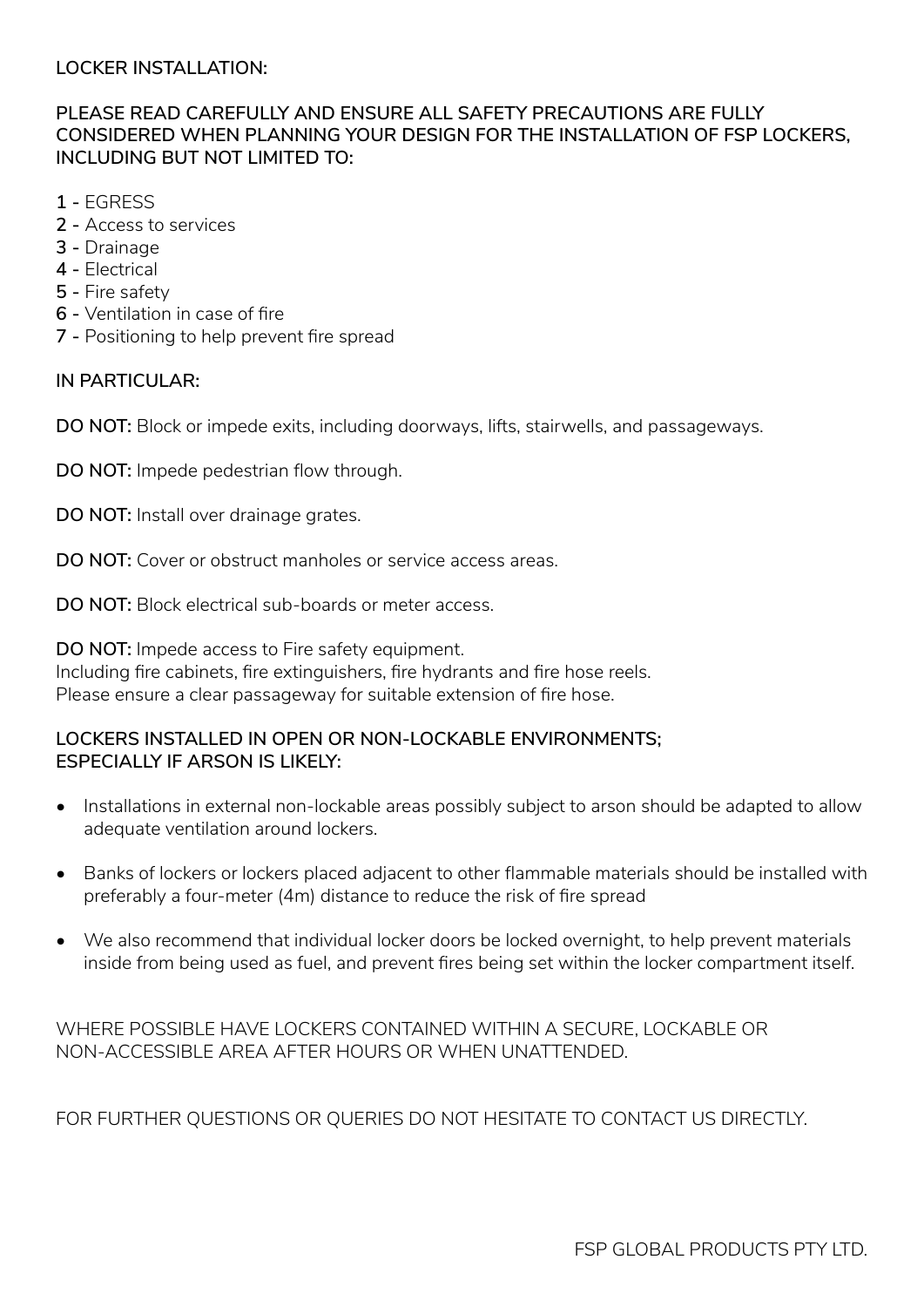**LOCKER INSTALLATION:**

**PLEASE READ CAREFULLY AND ENSURE ALL SAFETY PRECAUTIONS ARE FULLY CONSIDERED WHEN PLANNING YOUR DESIGN FOR THE INSTALLATION OF FSP LOCKERS, INCLUDING BUT NOT LIMITED TO:**

**1 -** EGRESS
**2 -** Access to services
**3 -** Drainage
**4 -** Electrical
**5 -** Fire safety
**6 -** Ventilation in case of fire
**7 -** Positioning to help prevent fire spread

**IN PARTICULAR:**

**DO NOT:** Block or impede exits, including doorways, lifts, stairwells, and passageways.

**DO NOT:** Impede pedestrian flow through.

**DO NOT:** Install over drainage grates.

**DO NOT:** Cover or obstruct manholes or service access areas.

**DO NOT:** Block electrical sub-boards or meter access.

**DO NOT:** Impede access to Fire safety equipment.
Including fire cabinets, fire extinguishers, fire hydrants and fire hose reels.
Please ensure a clear passageway for suitable extension of fire hose.

**LOCKERS INSTALLED IN OPEN OR NON-LOCKABLE ENVIRONMENTS; ESPECIALLY IF ARSON IS LIKELY:**

- Installations in external non-lockable areas possibly subject to arson should be adapted to allow adequate ventilation around lockers.
- Banks of lockers or lockers placed adjacent to other flammable materials should be installed with preferably a four-meter (4m) distance to reduce the risk of fire spread
- We also recommend that individual locker doors be locked overnight, to help prevent materials inside from being used as fuel, and prevent fires being set within the locker compartment itself.

WHERE POSSIBLE HAVE LOCKERS CONTAINED WITHIN A SECURE, LOCKABLE OR NON-ACCESSIBLE AREA AFTER HOURS OR WHEN UNATTENDED.

FOR FURTHER QUESTIONS OR QUERIES DO NOT HESITATE TO CONTACT US DIRECTLY.

FSP GLOBAL PRODUCTS PTY LTD.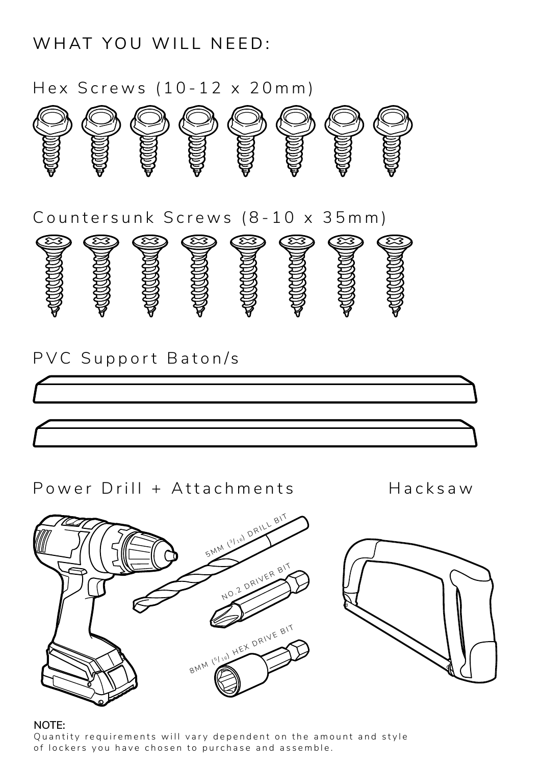# WHAT YOU WILL NEED:

## Hex Screws (10-12 x 20mm)

## Countersunk Screws (8-10 x 35mm)

## PVC Support Baton/s

## Power Drill + Attachments

5MM (3/16) DRILL BIT

NO.2 DRIVER BIT

8MM (5/16) HEX DRIVE BIT

## Hacksaw

**NOTE:**
Quantity requirements will vary dependent on the amount and style of lockers you have chosen to purchase and assemble.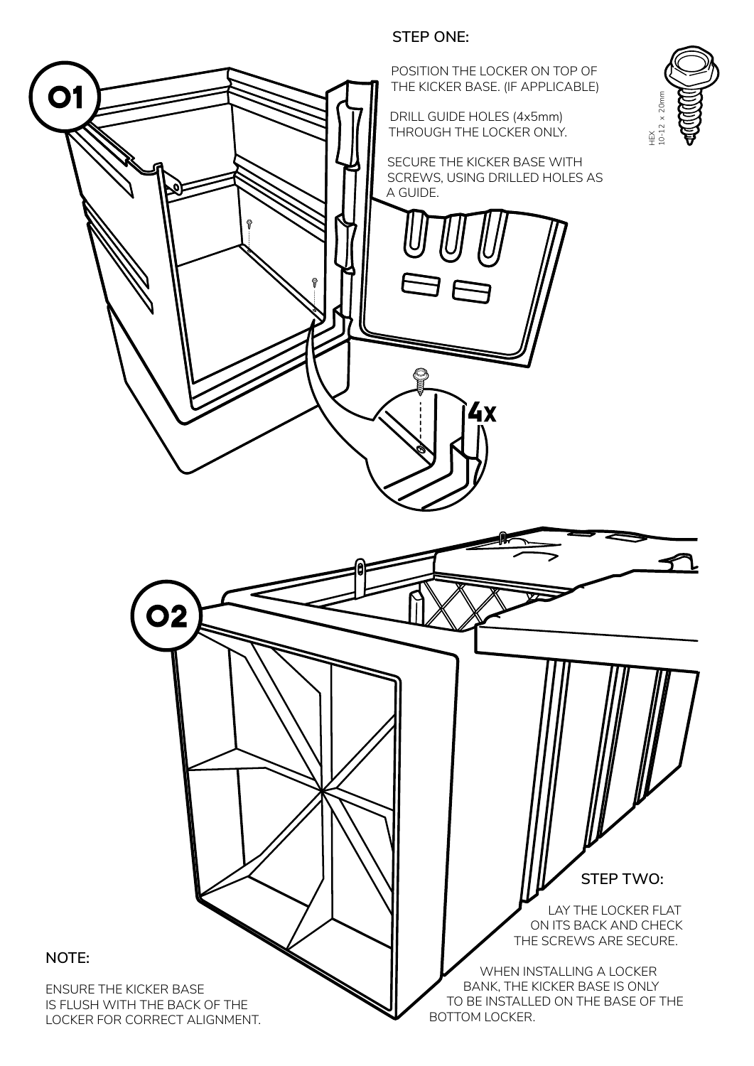**01**

## STEP ONE:

POSITION THE LOCKER ON TOP OF THE KICKER BASE. (IF APPLICABLE)

DRILL GUIDE HOLES (4x5mm) THROUGH THE LOCKER ONLY.

SECURE THE KICKER BASE WITH SCREWS, USING DRILLED HOLES AS A GUIDE.

HEX 10-12 x 20mm

4x

**02**

## STEP TWO:

LAY THE LOCKER FLAT ON ITS BACK AND CHECK THE SCREWS ARE SECURE.

WHEN INSTALLING A LOCKER BANK, THE KICKER BASE IS ONLY TO BE INSTALLED ON THE BASE OF THE BOTTOM LOCKER.

**NOTE:**

ENSURE THE KICKER BASE IS FLUSH WITH THE BACK OF THE LOCKER FOR CORRECT ALIGNMENT.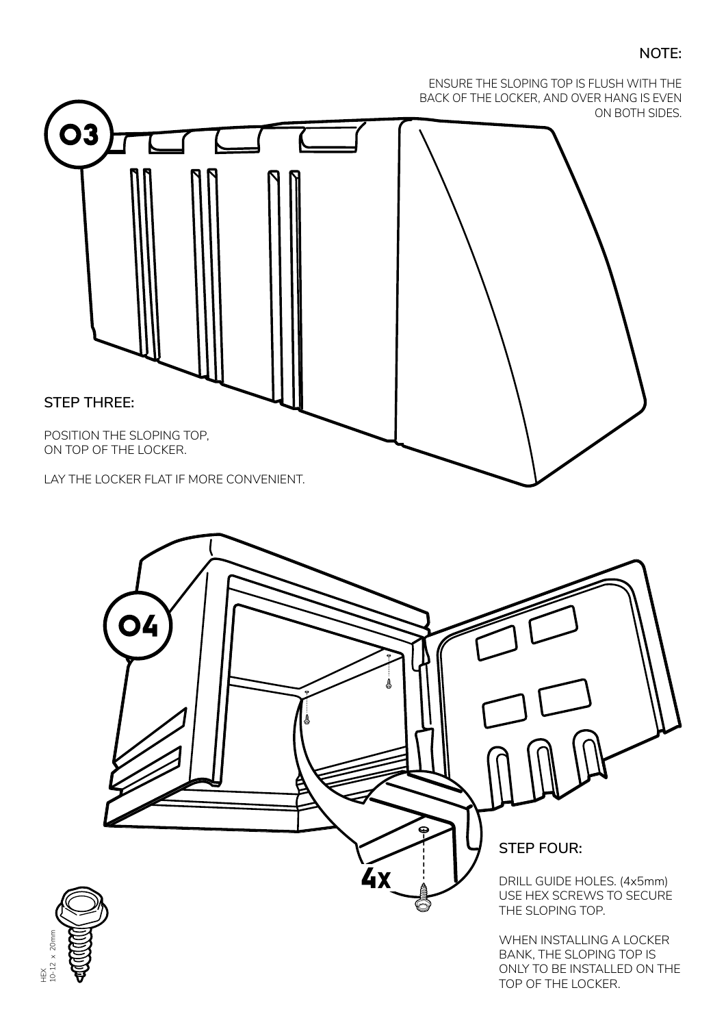03

**NOTE:**

ENSURE THE SLOPING TOP IS FLUSH WITH THE BACK OF THE LOCKER, AND OVER HANG IS EVEN ON BOTH SIDES.

**STEP THREE:**

POSITION THE SLOPING TOP, ON TOP OF THE LOCKER.

LAY THE LOCKER FLAT IF MORE CONVENIENT.

04

4X

**STEP FOUR:**

DRILL GUIDE HOLES. (4x5mm)
USE HEX SCREWS TO SECURE THE SLOPING TOP.

WHEN INSTALLING A LOCKER BANK, THE SLOPING TOP IS ONLY TO BE INSTALLED ON THE TOP OF THE LOCKER.

HEX
10-12 × 20mm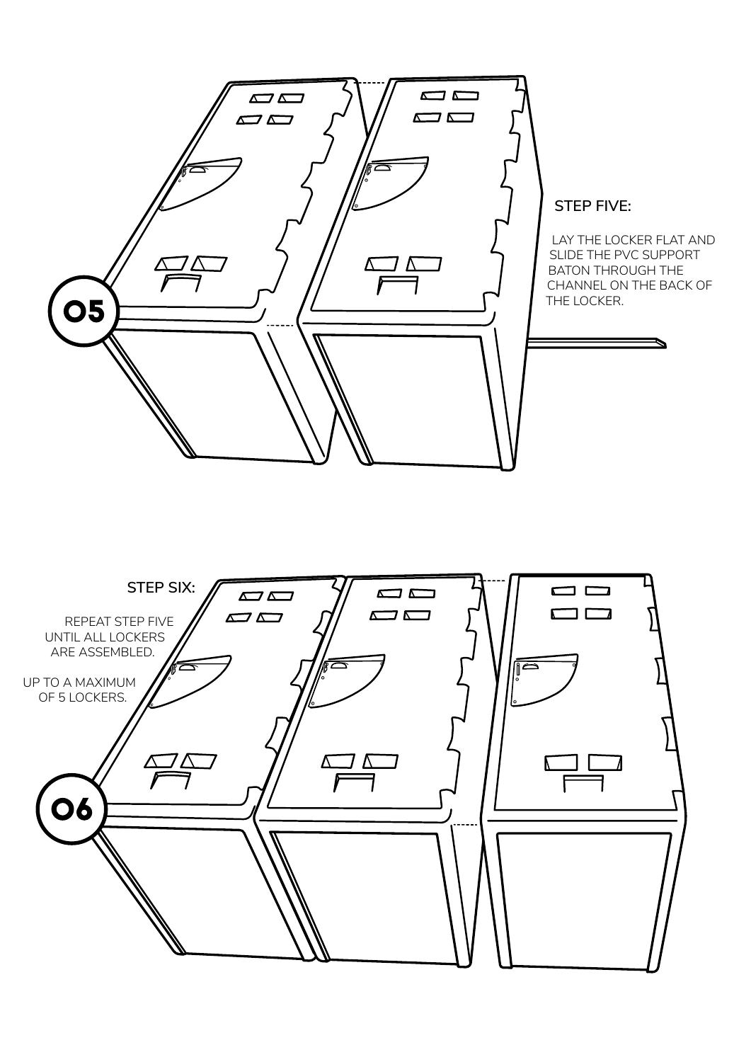05

**STEP FIVE:**

LAY THE LOCKER FLAT AND SLIDE THE PVC SUPPORT BATON THROUGH THE CHANNEL ON THE BACK OF THE LOCKER.

06

**STEP SIX:**

REPEAT STEP FIVE UNTIL ALL LOCKERS ARE ASSEMBLED.

UP TO A MAXIMUM OF 5 LOCKERS.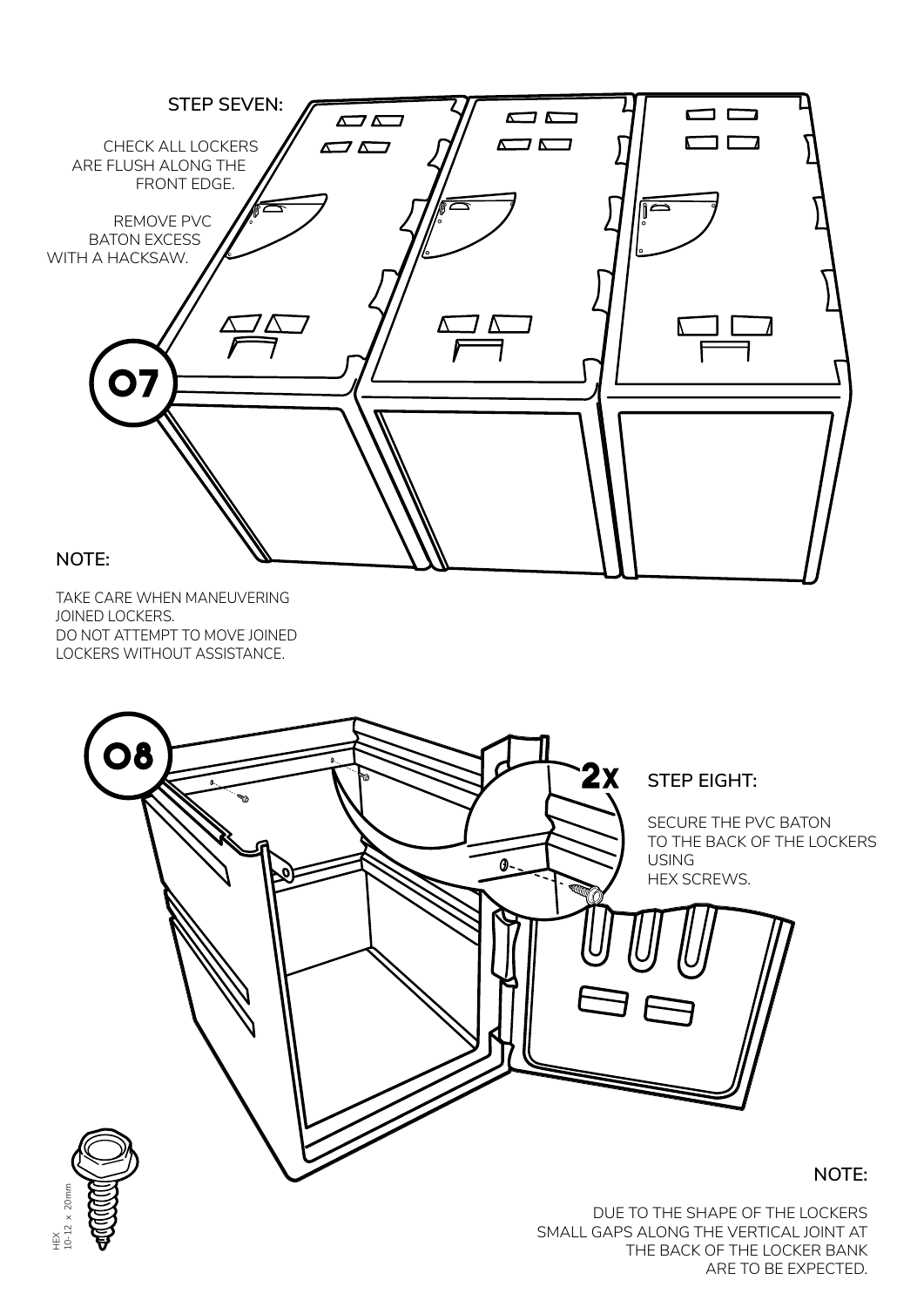## STEP SEVEN:

CHECK ALL LOCKERS ARE FLUSH ALONG THE FRONT EDGE.

REMOVE PVC BATON EXCESS WITH A HACKSAW.

07

**NOTE:**

TAKE CARE WHEN MANEUVERING JOINED LOCKERS.
DO NOT ATTEMPT TO MOVE JOINED LOCKERS WITHOUT ASSISTANCE.

08

2x

## STEP EIGHT:

SECURE THE PVC BATON TO THE BACK OF THE LOCKERS USING HEX SCREWS.

HEX 10-12 x 20mm

**NOTE:**

DUE TO THE SHAPE OF THE LOCKERS SMALL GAPS ALONG THE VERTICAL JOINT AT THE BACK OF THE LOCKER BANK ARE TO BE EXPECTED.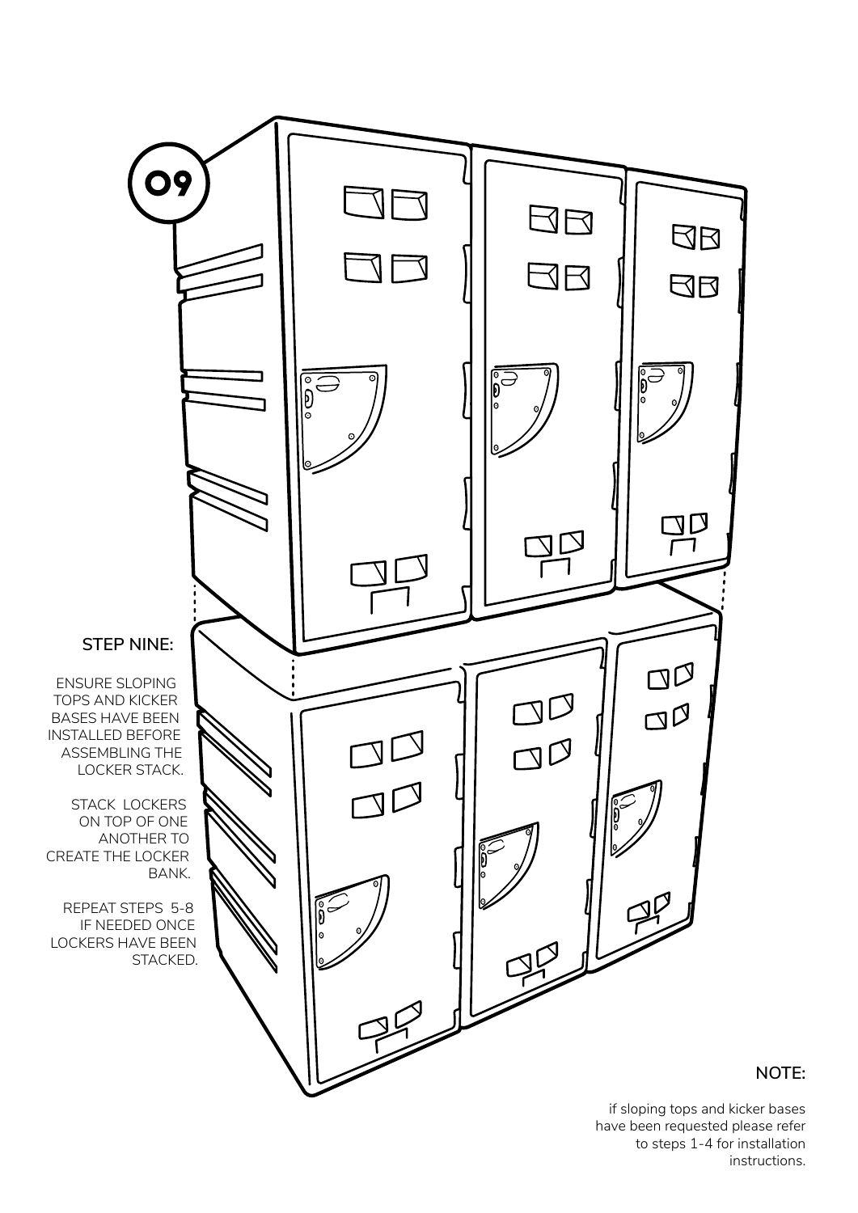09

**STEP NINE:**

ENSURE SLOPING TOPS AND KICKER BASES HAVE BEEN INSTALLED BEFORE ASSEMBLING THE LOCKER STACK.

STACK LOCKERS ON TOP OF ONE ANOTHER TO CREATE THE LOCKER BANK.

REPEAT STEPS 5-8 IF NEEDED ONCE LOCKERS HAVE BEEN STACKED.

**NOTE:**

if sloping tops and kicker bases have been requested please refer to steps 1-4 for installation instructions.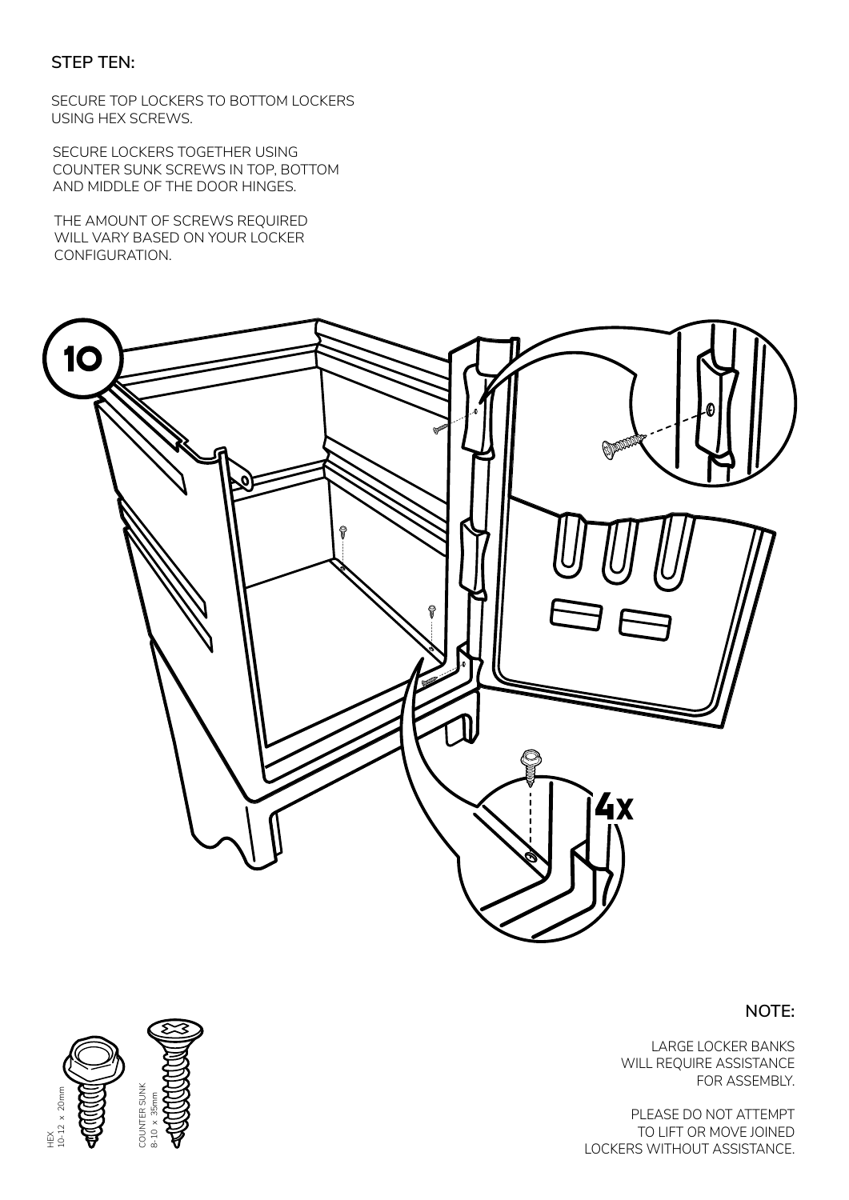## STEP TEN:

SECURE TOP LOCKERS TO BOTTOM LOCKERS USING HEX SCREWS.

SECURE LOCKERS TOGETHER USING COUNTER SUNK SCREWS IN TOP, BOTTOM AND MIDDLE OF THE DOOR HINGES.

THE AMOUNT OF SCREWS REQUIRED WILL VARY BASED ON YOUR LOCKER CONFIGURATION.

10

4x

HEX 10-12 × 20mm

COUNTER SUNK 8-10 × 35mm

**NOTE:**

LARGE LOCKER BANKS WILL REQUIRE ASSISTANCE FOR ASSEMBLY.

PLEASE DO NOT ATTEMPT TO LIFT OR MOVE JOINED LOCKERS WITHOUT ASSISTANCE.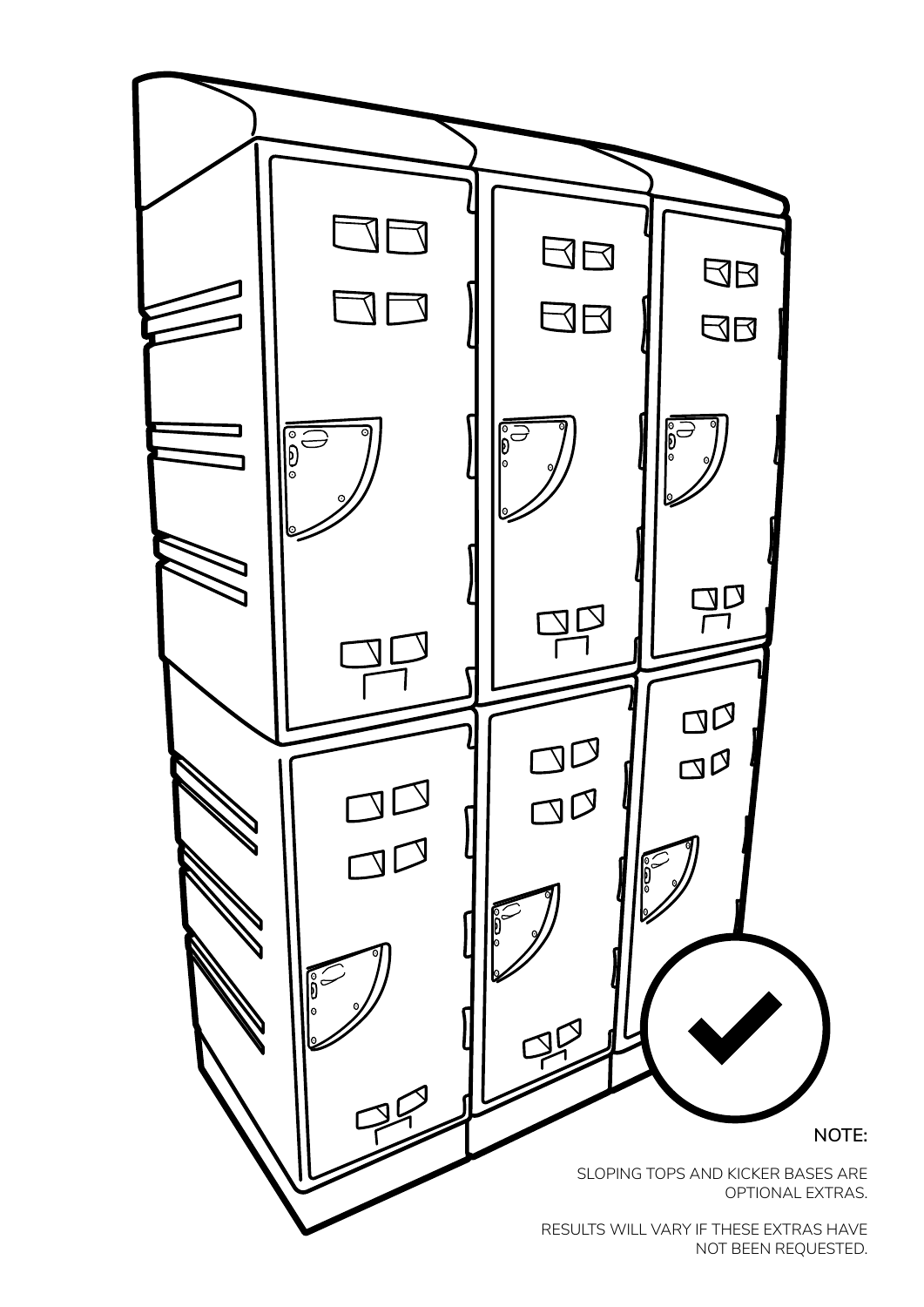**NOTE:**

SLOPING TOPS AND KICKER BASES ARE OPTIONAL EXTRAS.

RESULTS WILL VARY IF THESE EXTRAS HAVE NOT BEEN REQUESTED.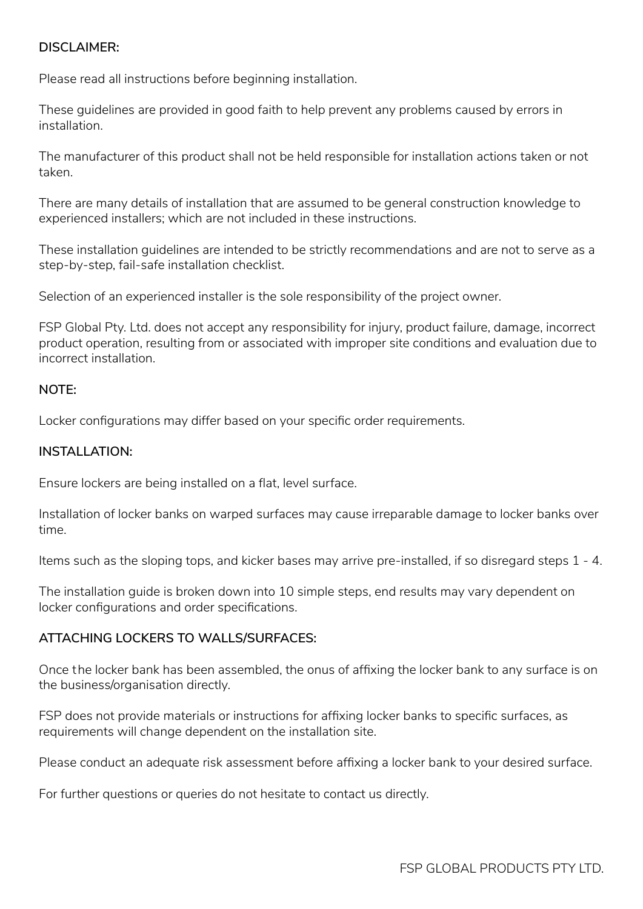**DISCLAIMER:**

Please read all instructions before beginning installation.

These guidelines are provided in good faith to help prevent any problems caused by errors in installation.

The manufacturer of this product shall not be held responsible for installation actions taken or not taken.

There are many details of installation that are assumed to be general construction knowledge to experienced installers; which are not included in these instructions.

These installation guidelines are intended to be strictly recommendations and are not to serve as a step-by-step, fail-safe installation checklist.

Selection of an experienced installer is the sole responsibility of the project owner.

FSP Global Pty. Ltd. does not accept any responsibility for injury, product failure, damage, incorrect product operation, resulting from or associated with improper site conditions and evaluation due to incorrect installation.

**NOTE:**

Locker configurations may differ based on your specific order requirements.

**INSTALLATION:**

Ensure lockers are being installed on a flat, level surface.

Installation of locker banks on warped surfaces may cause irreparable damage to locker banks over time.

Items such as the sloping tops, and kicker bases may arrive pre-installed, if so disregard steps 1 - 4.

The installation guide is broken down into 10 simple steps, end results may vary dependent on locker configurations and order specifications.

**ATTACHING LOCKERS TO WALLS/SURFACES:**

Once the locker bank has been assembled, the onus of affixing the locker bank to any surface is on the business/organisation directly.

FSP does not provide materials or instructions for affixing locker banks to specific surfaces, as requirements will change dependent on the installation site.

Please conduct an adequate risk assessment before affixing a locker bank to your desired surface.

For further questions or queries do not hesitate to contact us directly.

FSP GLOBAL PRODUCTS PTY LTD.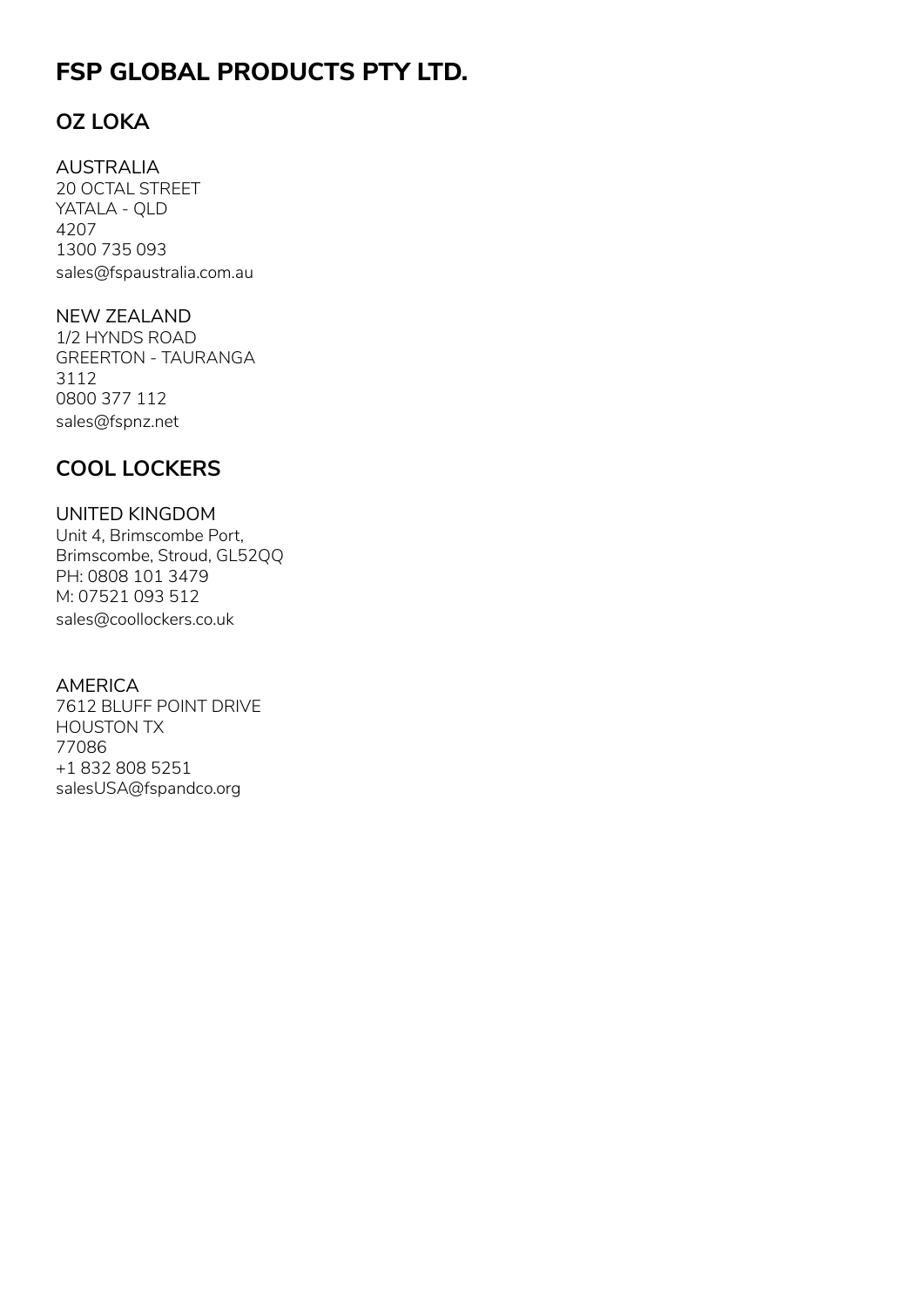# FSP GLOBAL PRODUCTS PTY LTD.

## OZ LOKA

AUSTRALIA
20 OCTAL STREET
YATALA - QLD
4207
1300 735 093
sales@fspaustralia.com.au

NEW ZEALAND
1/2 HYNDS ROAD
GREERTON - TAURANGA
3112
0800 377 112
sales@fspnz.net

## COOL LOCKERS

UNITED KINGDOM
Unit 4, Brimscombe Port,
Brimscombe, Stroud, GL52QQ
PH: 0808 101 3479
M: 07521 093 512
sales@coollockers.co.uk

AMERICA
7612 BLUFF POINT DRIVE
HOUSTON TX
77086
+1 832 808 5251
salesUSA@fspandco.org